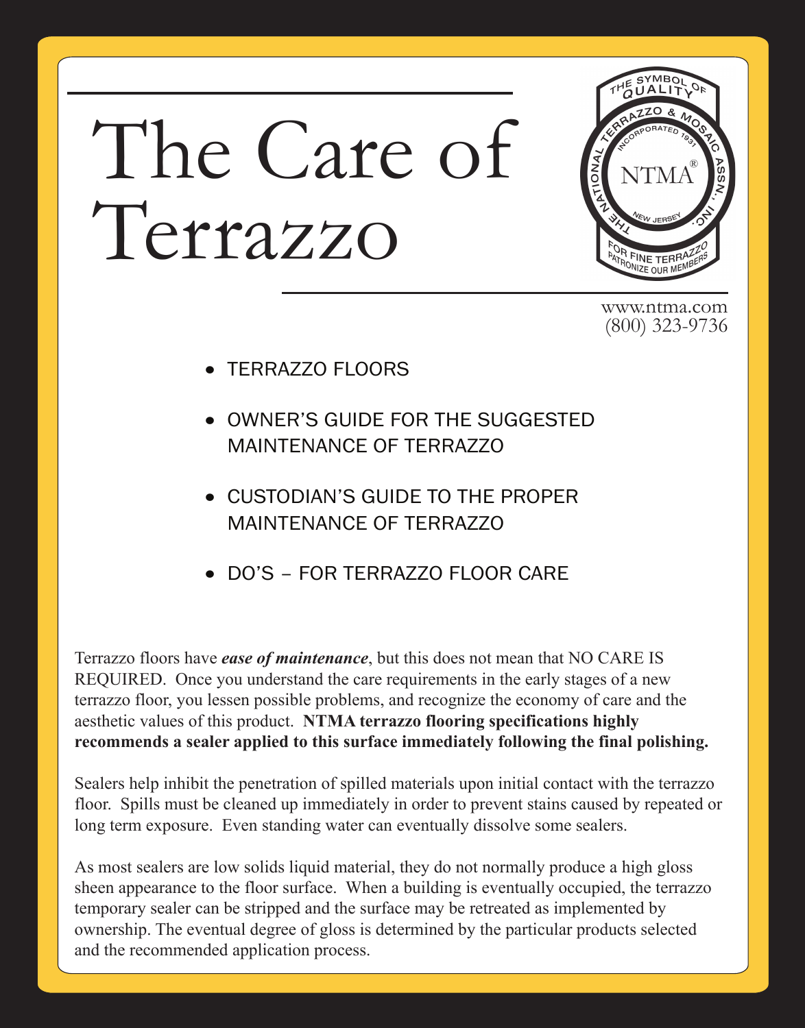# The Care of Terrazzo

www.ntma.com
(800) 323-9736

- TERRAZZO FLOORS
- OWNER'S GUIDE FOR THE SUGGESTED MAINTENANCE OF TERRAZZO
- CUSTODIAN'S GUIDE TO THE PROPER MAINTENANCE OF TERRAZZO
- DO'S – FOR TERRAZZO FLOOR CARE

Terrazzo floors have ***ease of maintenance***, but this does not mean that NO CARE IS REQUIRED. Once you understand the care requirements in the early stages of a new terrazzo floor, you lessen possible problems, and recognize the economy of care and the aesthetic values of this product. **NTMA terrazzo flooring specifications highly recommends a sealer applied to this surface immediately following the final polishing.**

Sealers help inhibit the penetration of spilled materials upon initial contact with the terrazzo floor. Spills must be cleaned up immediately in order to prevent stains caused by repeated or long term exposure. Even standing water can eventually dissolve some sealers.

As most sealers are low solids liquid material, they do not normally produce a high gloss sheen appearance to the floor surface. When a building is eventually occupied, the terrazzo temporary sealer can be stripped and the surface may be retreated as implemented by ownership. The eventual degree of gloss is determined by the particular products selected and the recommended application process.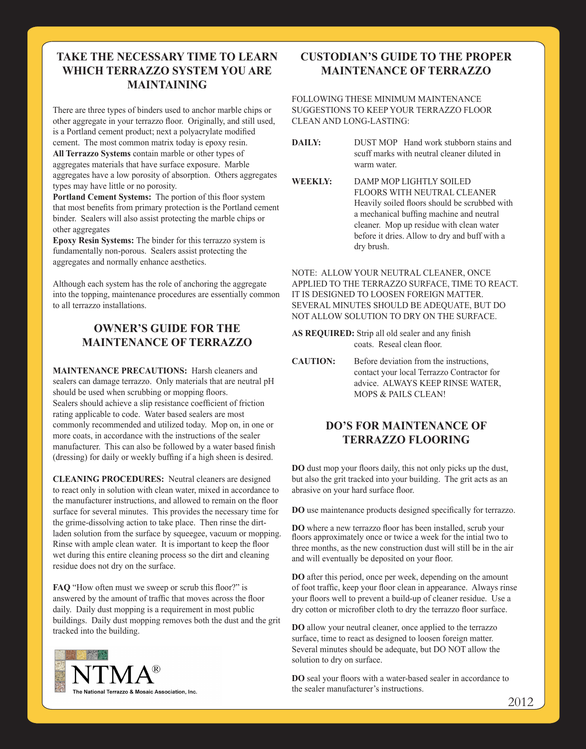## TAKE THE NECESSARY TIME TO LEARN WHICH TERRAZZO SYSTEM YOU ARE MAINTAINING

There are three types of binders used to anchor marble chips or other aggregate in your terrazzo floor. Originally, and still used, is a Portland cement product; next a polyacrylate modified cement. The most common matrix today is epoxy resin.
**All Terrazzo Systems** contain marble or other types of aggregates materials that have surface exposure. Marble aggregates have a low porosity of absorption. Others aggregates types may have little or no porosity.
**Portland Cement Systems:** The portion of this floor system that most benefits from primary protection is the Portland cement binder. Sealers will also assist protecting the marble chips or other aggregates
**Epoxy Resin Systems:** The binder for this terrazzo system is fundamentally non-porous. Sealers assist protecting the aggregates and normally enhance aesthetics.

Although each system has the role of anchoring the aggregate into the topping, maintenance procedures are essentially common to all terrazzo installations.

## OWNER'S GUIDE FOR THE MAINTENANCE OF TERRAZZO

**MAINTENANCE PRECAUTIONS:** Harsh cleaners and sealers can damage terrazzo. Only materials that are neutral pH should be used when scrubbing or mopping floors.
Sealers should achieve a slip resistance coefficient of friction rating applicable to code. Water based sealers are most commonly recommended and utilized today. Mop on, in one or more coats, in accordance with the instructions of the sealer manufacturer. This can also be followed by a water based finish (dressing) for daily or weekly buffing if a high sheen is desired.

**CLEANING PROCEDURES:** Neutral cleaners are designed to react only in solution with clean water, mixed in accordance to the manufacturer instructions, and allowed to remain on the floor surface for several minutes. This provides the necessary time for the grime-dissolving action to take place. Then rinse the dirt-laden solution from the surface by squeegee, vacuum or mopping. Rinse with ample clean water. It is important to keep the floor wet during this entire cleaning process so the dirt and cleaning residue does not dry on the surface.

**FAQ** "How often must we sweep or scrub this floor?" is answered by the amount of traffic that moves across the floor daily. Daily dust mopping is a requirement in most public buildings. Daily dust mopping removes both the dust and the grit tracked into the building.

NTMA®
The National Terrazzo & Mosaic Association, Inc.

## CUSTODIAN'S GUIDE TO THE PROPER MAINTENANCE OF TERRAZZO

FOLLOWING THESE MINIMUM MAINTENANCE SUGGESTIONS TO KEEP YOUR TERRAZZO FLOOR CLEAN AND LONG-LASTING:

**DAILY:** DUST MOP Hand work stubborn stains and scuff marks with neutral cleaner diluted in warm water.

**WEEKLY:** DAMP MOP LIGHTLY SOILED FLOORS WITH NEUTRAL CLEANER Heavily soiled floors should be scrubbed with a mechanical buffing machine and neutral cleaner. Mop up residue with clean water before it dries. Allow to dry and buff with a dry brush.

NOTE: ALLOW YOUR NEUTRAL CLEANER, ONCE APPLIED TO THE TERRAZZO SURFACE, TIME TO REACT. IT IS DESIGNED TO LOOSEN FOREIGN MATTER. SEVERAL MINUTES SHOULD BE ADEQUATE, BUT DO NOT ALLOW SOLUTION TO DRY ON THE SURFACE.

**AS REQUIRED:** Strip all old sealer and any finish coats. Reseal clean floor.

**CAUTION:** Before deviation from the instructions, contact your local Terrazzo Contractor for advice. ALWAYS KEEP RINSE WATER, MOPS & PAILS CLEAN!

## DO'S FOR MAINTENANCE OF TERRAZZO FLOORING

**DO** dust mop your floors daily, this not only picks up the dust, but also the grit tracked into your building. The grit acts as an abrasive on your hard surface floor.

**DO** use maintenance products designed specifically for terrazzo.

**DO** where a new terrazzo floor has been installed, scrub your floors approximately once or twice a week for the intial two to three months, as the new construction dust will still be in the air and will eventually be deposited on your floor.

**DO** after this period, once per week, depending on the amount of foot traffic, keep your floor clean in appearance. Always rinse your floors well to prevent a build-up of cleaner residue. Use a dry cotton or microfiber cloth to dry the terrazzo floor surface.

**DO** allow your neutral cleaner, once applied to the terrazzo surface, time to react as designed to loosen foreign matter. Several minutes should be adequate, but DO NOT allow the solution to dry on surface.

**DO** seal your floors with a water-based sealer in accordance to the sealer manufacturer's instructions.

2012